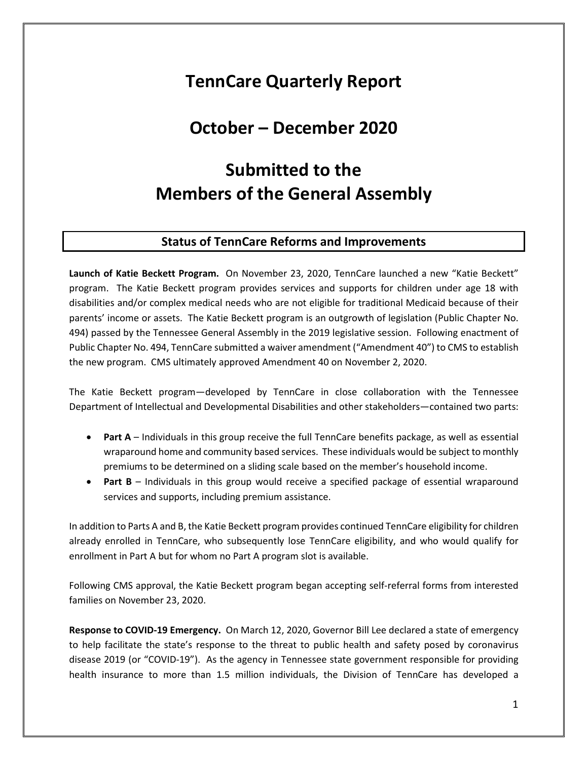# TennCare Quarterly Report

# October – December 2020

# Submitted to the Members of the General Assembly

## Status of TennCare Reforms and Improvements

**Launch of Katie Beckett Program.** On November 23, 2020, TennCare launched a new "Katie Beckett" program. The Katie Beckett program provides services and supports for children under age 18 with disabilities and/or complex medical needs who are not eligible for traditional Medicaid because of their parents' income or assets. The Katie Beckett program is an outgrowth of legislation (Public Chapter No. 494) passed by the Tennessee General Assembly in the 2019 legislative session. Following enactment of Public Chapter No. 494, TennCare submitted a waiver amendment ("Amendment 40") to CMS to establish the new program. CMS ultimately approved Amendment 40 on November 2, 2020.

The Katie Beckett program—developed by TennCare in close collaboration with the Tennessee Department of Intellectual and Developmental Disabilities and other stakeholders—contained two parts:

- **Part A** – Individuals in this group receive the full TennCare benefits package, as well as essential wraparound home and community based services. These individuals would be subject to monthly premiums to be determined on a sliding scale based on the member's household income.
- **Part B** – Individuals in this group would receive a specified package of essential wraparound services and supports, including premium assistance.

In addition to Parts A and B, the Katie Beckett program provides continued TennCare eligibility for children already enrolled in TennCare, who subsequently lose TennCare eligibility, and who would qualify for enrollment in Part A but for whom no Part A program slot is available.

Following CMS approval, the Katie Beckett program began accepting self-referral forms from interested families on November 23, 2020.

**Response to COVID-19 Emergency.** On March 12, 2020, Governor Bill Lee declared a state of emergency to help facilitate the state's response to the threat to public health and safety posed by coronavirus disease 2019 (or "COVID-19"). As the agency in Tennessee state government responsible for providing health insurance to more than 1.5 million individuals, the Division of TennCare has developed a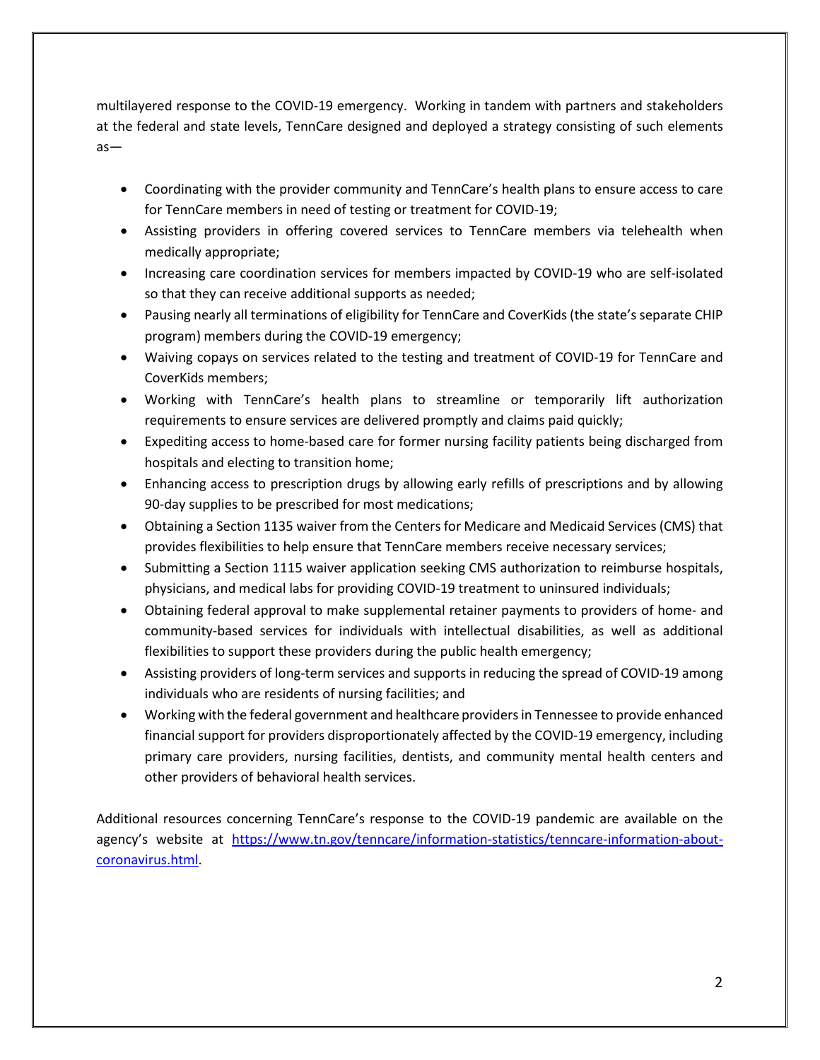multilayered response to the COVID-19 emergency. Working in tandem with partners and stakeholders at the federal and state levels, TennCare designed and deployed a strategy consisting of such elements as—

- Coordinating with the provider community and TennCare's health plans to ensure access to care for TennCare members in need of testing or treatment for COVID-19;
- Assisting providers in offering covered services to TennCare members via telehealth when medically appropriate;
- Increasing care coordination services for members impacted by COVID-19 who are self-isolated so that they can receive additional supports as needed;
- Pausing nearly all terminations of eligibility for TennCare and CoverKids (the state's separate CHIP program) members during the COVID-19 emergency;
- Waiving copays on services related to the testing and treatment of COVID-19 for TennCare and CoverKids members;
- Working with TennCare's health plans to streamline or temporarily lift authorization requirements to ensure services are delivered promptly and claims paid quickly;
- Expediting access to home-based care for former nursing facility patients being discharged from hospitals and electing to transition home;
- Enhancing access to prescription drugs by allowing early refills of prescriptions and by allowing 90-day supplies to be prescribed for most medications;
- Obtaining a Section 1135 waiver from the Centers for Medicare and Medicaid Services (CMS) that provides flexibilities to help ensure that TennCare members receive necessary services;
- Submitting a Section 1115 waiver application seeking CMS authorization to reimburse hospitals, physicians, and medical labs for providing COVID-19 treatment to uninsured individuals;
- Obtaining federal approval to make supplemental retainer payments to providers of home- and community-based services for individuals with intellectual disabilities, as well as additional flexibilities to support these providers during the public health emergency;
- Assisting providers of long-term services and supports in reducing the spread of COVID-19 among individuals who are residents of nursing facilities; and
- Working with the federal government and healthcare providers in Tennessee to provide enhanced financial support for providers disproportionately affected by the COVID-19 emergency, including primary care providers, nursing facilities, dentists, and community mental health centers and other providers of behavioral health services.

Additional resources concerning TennCare's response to the COVID-19 pandemic are available on the agency's website at [https://www.tn.gov/tenncare/information-statistics/tenncare-information-about-coronavirus.html](https://www.tn.gov/tenncare/information-statistics/tenncare-information-about-coronavirus.html).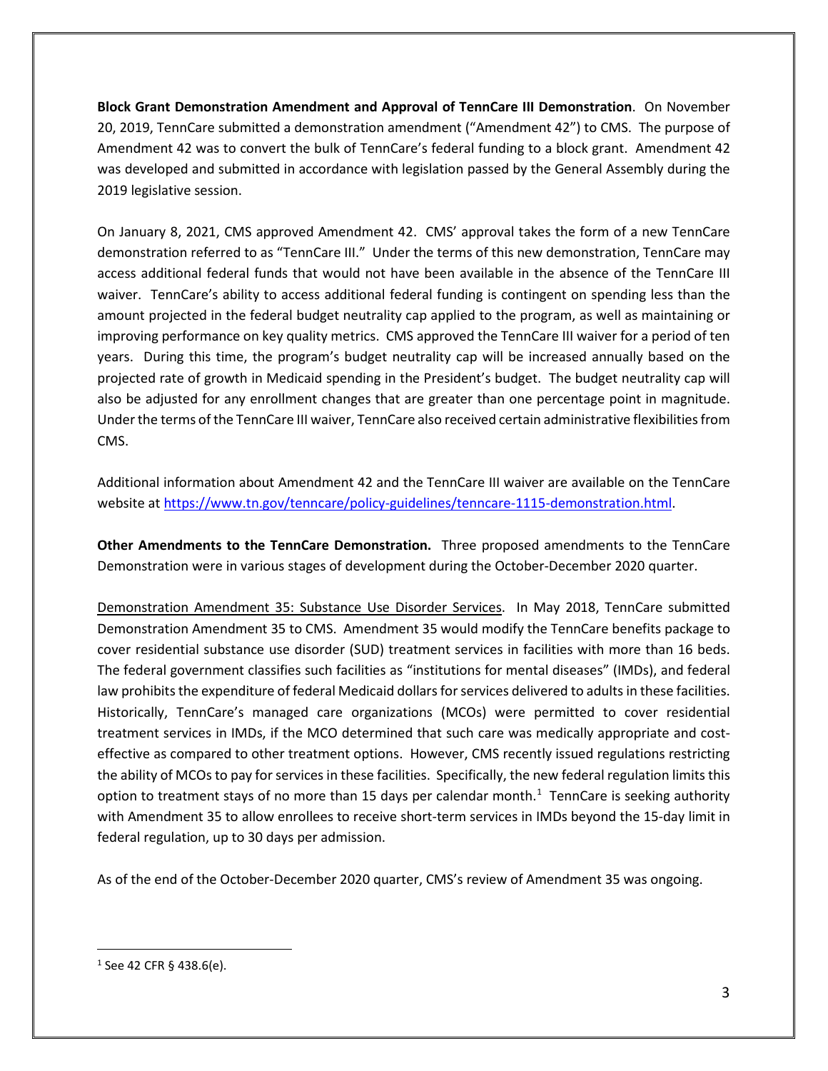**Block Grant Demonstration Amendment and Approval of TennCare III Demonstration**. On November 20, 2019, TennCare submitted a demonstration amendment ("Amendment 42") to CMS. The purpose of Amendment 42 was to convert the bulk of TennCare's federal funding to a block grant. Amendment 42 was developed and submitted in accordance with legislation passed by the General Assembly during the 2019 legislative session.

On January 8, 2021, CMS approved Amendment 42. CMS' approval takes the form of a new TennCare demonstration referred to as "TennCare III." Under the terms of this new demonstration, TennCare may access additional federal funds that would not have been available in the absence of the TennCare III waiver. TennCare's ability to access additional federal funding is contingent on spending less than the amount projected in the federal budget neutrality cap applied to the program, as well as maintaining or improving performance on key quality metrics. CMS approved the TennCare III waiver for a period of ten years. During this time, the program's budget neutrality cap will be increased annually based on the projected rate of growth in Medicaid spending in the President's budget. The budget neutrality cap will also be adjusted for any enrollment changes that are greater than one percentage point in magnitude. Under the terms of the TennCare III waiver, TennCare also received certain administrative flexibilities from CMS.

Additional information about Amendment 42 and the TennCare III waiver are available on the TennCare website at [https://www.tn.gov/tenncare/policy-guidelines/tenncare-1115-demonstration.html](https://www.tn.gov/tenncare/policy-guidelines/tenncare-1115-demonstration.html).

**Other Amendments to the TennCare Demonstration.** Three proposed amendments to the TennCare Demonstration were in various stages of development during the October-December 2020 quarter.

Demonstration Amendment 35: Substance Use Disorder Services. In May 2018, TennCare submitted Demonstration Amendment 35 to CMS. Amendment 35 would modify the TennCare benefits package to cover residential substance use disorder (SUD) treatment services in facilities with more than 16 beds. The federal government classifies such facilities as "institutions for mental diseases" (IMDs), and federal law prohibits the expenditure of federal Medicaid dollars for services delivered to adults in these facilities. Historically, TennCare's managed care organizations (MCOs) were permitted to cover residential treatment services in IMDs, if the MCO determined that such care was medically appropriate and cost-effective as compared to other treatment options. However, CMS recently issued regulations restricting the ability of MCOs to pay for services in these facilities. Specifically, the new federal regulation limits this option to treatment stays of no more than 15 days per calendar month.[1] TennCare is seeking authority with Amendment 35 to allow enrollees to receive short-term services in IMDs beyond the 15-day limit in federal regulation, up to 30 days per admission.

As of the end of the October-December 2020 quarter, CMS's review of Amendment 35 was ongoing.

[1] See 42 CFR § 438.6(e).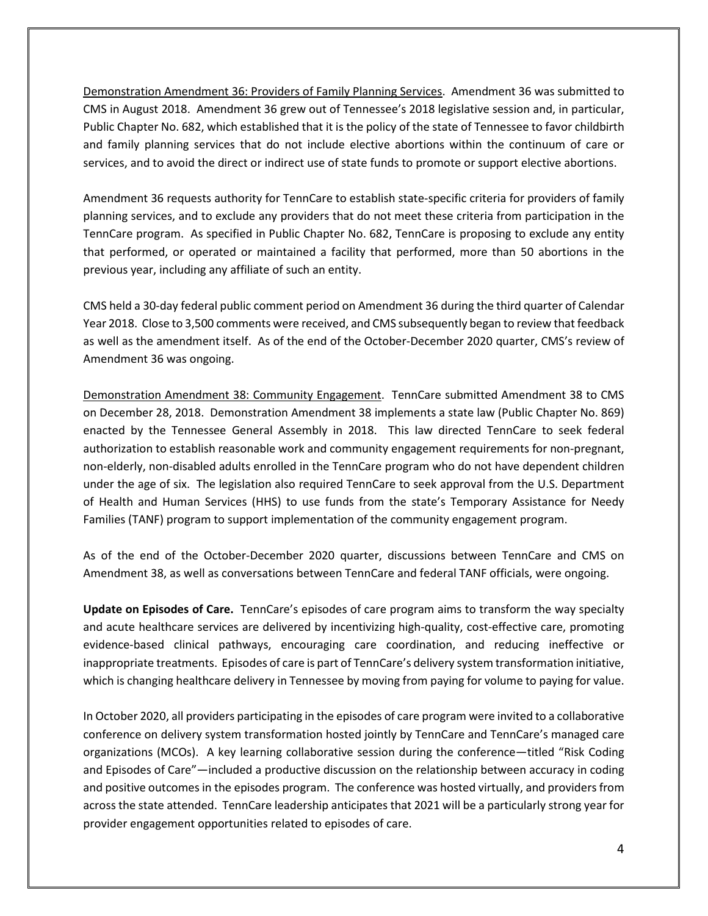Demonstration Amendment 36: Providers of Family Planning Services. Amendment 36 was submitted to CMS in August 2018. Amendment 36 grew out of Tennessee's 2018 legislative session and, in particular, Public Chapter No. 682, which established that it is the policy of the state of Tennessee to favor childbirth and family planning services that do not include elective abortions within the continuum of care or services, and to avoid the direct or indirect use of state funds to promote or support elective abortions.

Amendment 36 requests authority for TennCare to establish state-specific criteria for providers of family planning services, and to exclude any providers that do not meet these criteria from participation in the TennCare program. As specified in Public Chapter No. 682, TennCare is proposing to exclude any entity that performed, or operated or maintained a facility that performed, more than 50 abortions in the previous year, including any affiliate of such an entity.

CMS held a 30-day federal public comment period on Amendment 36 during the third quarter of Calendar Year 2018. Close to 3,500 comments were received, and CMS subsequently began to review that feedback as well as the amendment itself. As of the end of the October-December 2020 quarter, CMS's review of Amendment 36 was ongoing.

Demonstration Amendment 38: Community Engagement. TennCare submitted Amendment 38 to CMS on December 28, 2018. Demonstration Amendment 38 implements a state law (Public Chapter No. 869) enacted by the Tennessee General Assembly in 2018. This law directed TennCare to seek federal authorization to establish reasonable work and community engagement requirements for non-pregnant, non-elderly, non-disabled adults enrolled in the TennCare program who do not have dependent children under the age of six. The legislation also required TennCare to seek approval from the U.S. Department of Health and Human Services (HHS) to use funds from the state's Temporary Assistance for Needy Families (TANF) program to support implementation of the community engagement program.

As of the end of the October-December 2020 quarter, discussions between TennCare and CMS on Amendment 38, as well as conversations between TennCare and federal TANF officials, were ongoing.

**Update on Episodes of Care.** TennCare's episodes of care program aims to transform the way specialty and acute healthcare services are delivered by incentivizing high-quality, cost-effective care, promoting evidence-based clinical pathways, encouraging care coordination, and reducing ineffective or inappropriate treatments. Episodes of care is part of TennCare's delivery system transformation initiative, which is changing healthcare delivery in Tennessee by moving from paying for volume to paying for value.

In October 2020, all providers participating in the episodes of care program were invited to a collaborative conference on delivery system transformation hosted jointly by TennCare and TennCare's managed care organizations (MCOs). A key learning collaborative session during the conference—titled "Risk Coding and Episodes of Care"—included a productive discussion on the relationship between accuracy in coding and positive outcomes in the episodes program. The conference was hosted virtually, and providers from across the state attended. TennCare leadership anticipates that 2021 will be a particularly strong year for provider engagement opportunities related to episodes of care.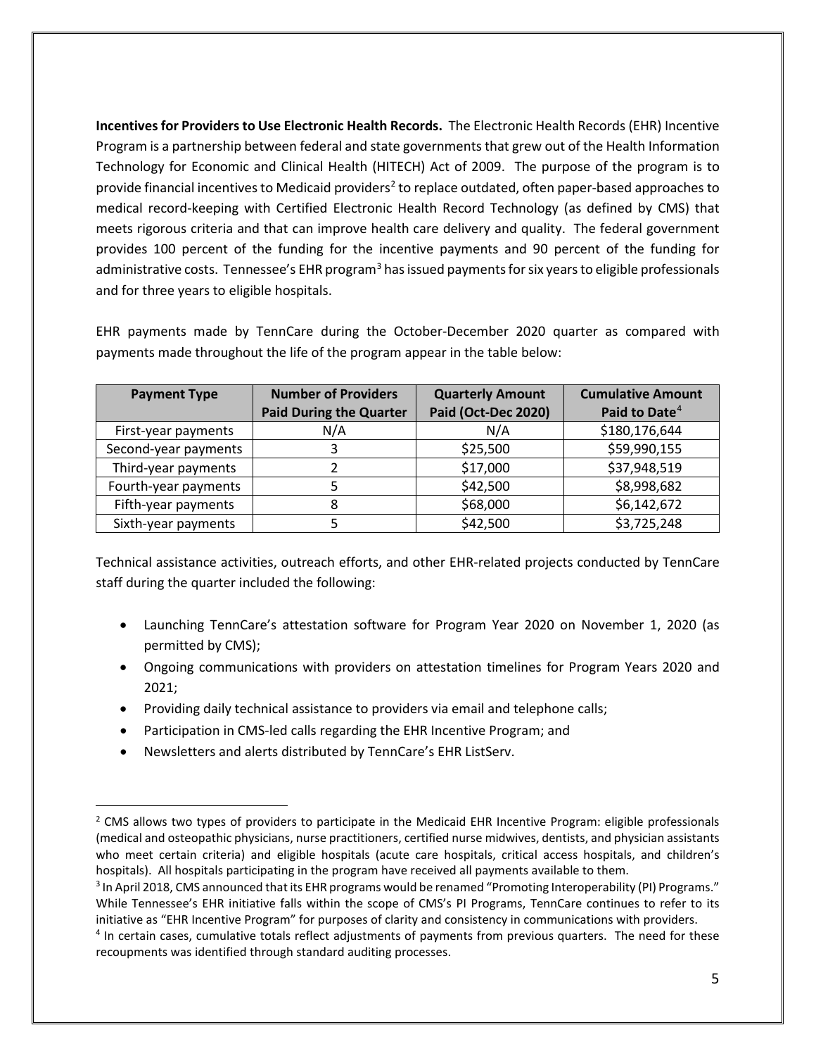**Incentives for Providers to Use Electronic Health Records.** The Electronic Health Records (EHR) Incentive Program is a partnership between federal and state governments that grew out of the Health Information Technology for Economic and Clinical Health (HITECH) Act of 2009. The purpose of the program is to provide financial incentives to Medicaid providers[2] to replace outdated, often paper-based approaches to medical record-keeping with Certified Electronic Health Record Technology (as defined by CMS) that meets rigorous criteria and that can improve health care delivery and quality. The federal government provides 100 percent of the funding for the incentive payments and 90 percent of the funding for administrative costs. Tennessee's EHR program[3] has issued payments for six years to eligible professionals and for three years to eligible hospitals.

EHR payments made by TennCare during the October-December 2020 quarter as compared with payments made throughout the life of the program appear in the table below:

| Payment Type | Number of Providers Paid During the Quarter | Quarterly Amount Paid (Oct-Dec 2020) | Cumulative Amount Paid to Date[4] |
|---|---|---|---|
| First-year payments | N/A | N/A | $180,176,644 |
| Second-year payments | 3 | $25,500 | $59,990,155 |
| Third-year payments | 2 | $17,000 | $37,948,519 |
| Fourth-year payments | 5 | $42,500 | $8,998,682 |
| Fifth-year payments | 8 | $68,000 | $6,142,672 |
| Sixth-year payments | 5 | $42,500 | $3,725,248 |

Technical assistance activities, outreach efforts, and other EHR-related projects conducted by TennCare staff during the quarter included the following:

- Launching TennCare's attestation software for Program Year 2020 on November 1, 2020 (as permitted by CMS);
- Ongoing communications with providers on attestation timelines for Program Years 2020 and 2021;
- Providing daily technical assistance to providers via email and telephone calls;
- Participation in CMS-led calls regarding the EHR Incentive Program; and
- Newsletters and alerts distributed by TennCare's EHR ListServ.

---

[2] CMS allows two types of providers to participate in the Medicaid EHR Incentive Program: eligible professionals (medical and osteopathic physicians, nurse practitioners, certified nurse midwives, dentists, and physician assistants who meet certain criteria) and eligible hospitals (acute care hospitals, critical access hospitals, and children's hospitals). All hospitals participating in the program have received all payments available to them.

[3] In April 2018, CMS announced that its EHR programs would be renamed "Promoting Interoperability (PI) Programs." While Tennessee's EHR initiative falls within the scope of CMS's PI Programs, TennCare continues to refer to its initiative as "EHR Incentive Program" for purposes of clarity and consistency in communications with providers.

[4] In certain cases, cumulative totals reflect adjustments of payments from previous quarters. The need for these recoupments was identified through standard auditing processes.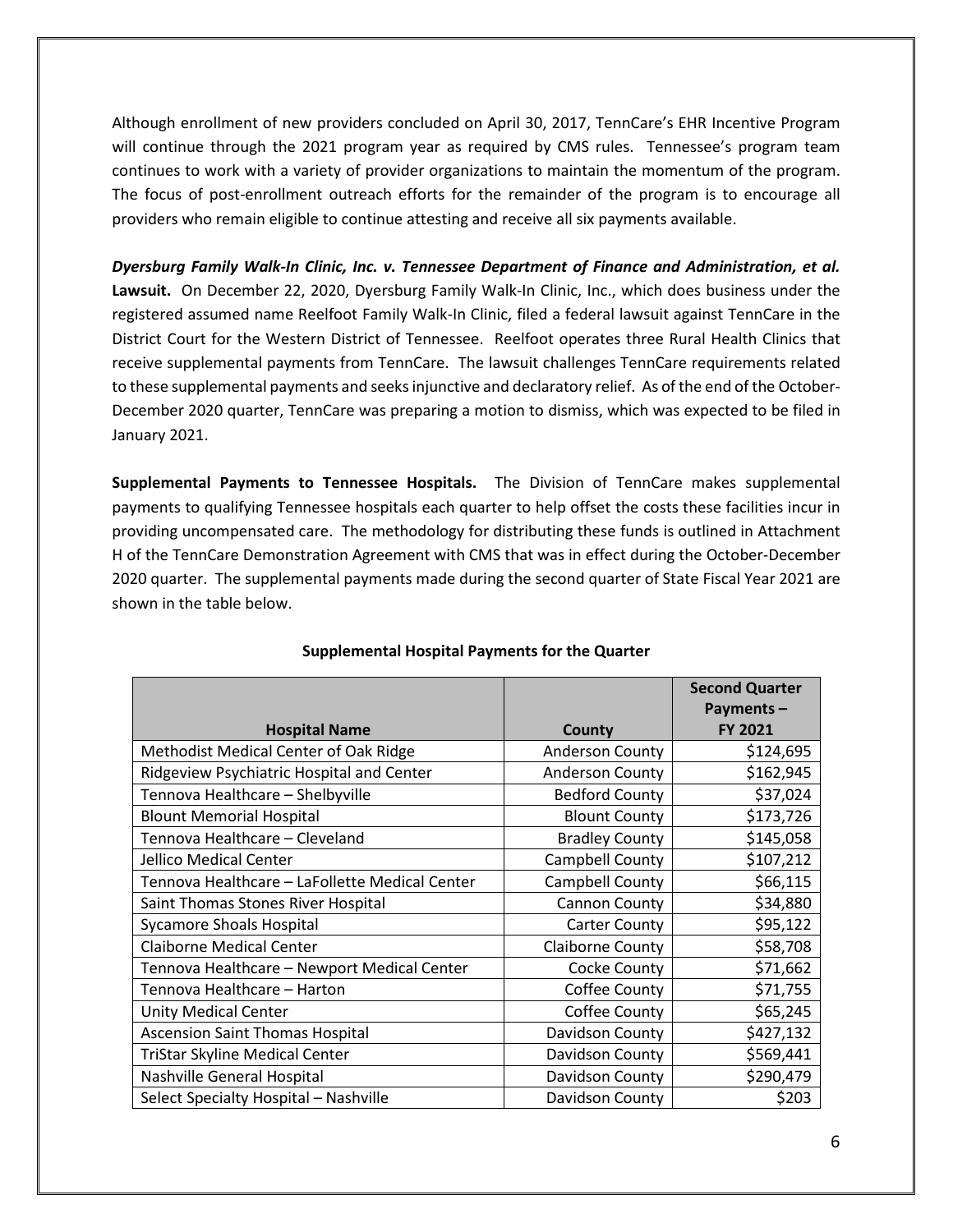Although enrollment of new providers concluded on April 30, 2017, TennCare's EHR Incentive Program will continue through the 2021 program year as required by CMS rules. Tennessee's program team continues to work with a variety of provider organizations to maintain the momentum of the program. The focus of post-enrollment outreach efforts for the remainder of the program is to encourage all providers who remain eligible to continue attesting and receive all six payments available.

***Dyersburg Family Walk-In Clinic, Inc. v. Tennessee Department of Finance and Administration, et al.* Lawsuit.** On December 22, 2020, Dyersburg Family Walk-In Clinic, Inc., which does business under the registered assumed name Reelfoot Family Walk-In Clinic, filed a federal lawsuit against TennCare in the District Court for the Western District of Tennessee. Reelfoot operates three Rural Health Clinics that receive supplemental payments from TennCare. The lawsuit challenges TennCare requirements related to these supplemental payments and seeks injunctive and declaratory relief. As of the end of the October-December 2020 quarter, TennCare was preparing a motion to dismiss, which was expected to be filed in January 2021.

**Supplemental Payments to Tennessee Hospitals.** The Division of TennCare makes supplemental payments to qualifying Tennessee hospitals each quarter to help offset the costs these facilities incur in providing uncompensated care. The methodology for distributing these funds is outlined in Attachment H of the TennCare Demonstration Agreement with CMS that was in effect during the October-December 2020 quarter. The supplemental payments made during the second quarter of State Fiscal Year 2021 are shown in the table below.

**Supplemental Hospital Payments for the Quarter**

| Hospital Name | County | Second Quarter Payments – FY 2021 |
|---|---|---|
| Methodist Medical Center of Oak Ridge | Anderson County | $124,695 |
| Ridgeview Psychiatric Hospital and Center | Anderson County | $162,945 |
| Tennova Healthcare – Shelbyville | Bedford County | $37,024 |
| Blount Memorial Hospital | Blount County | $173,726 |
| Tennova Healthcare – Cleveland | Bradley County | $145,058 |
| Jellico Medical Center | Campbell County | $107,212 |
| Tennova Healthcare – LaFollette Medical Center | Campbell County | $66,115 |
| Saint Thomas Stones River Hospital | Cannon County | $34,880 |
| Sycamore Shoals Hospital | Carter County | $95,122 |
| Claiborne Medical Center | Claiborne County | $58,708 |
| Tennova Healthcare – Newport Medical Center | Cocke County | $71,662 |
| Tennova Healthcare – Harton | Coffee County | $71,755 |
| Unity Medical Center | Coffee County | $65,245 |
| Ascension Saint Thomas Hospital | Davidson County | $427,132 |
| TriStar Skyline Medical Center | Davidson County | $569,441 |
| Nashville General Hospital | Davidson County | $290,479 |
| Select Specialty Hospital – Nashville | Davidson County | $203 |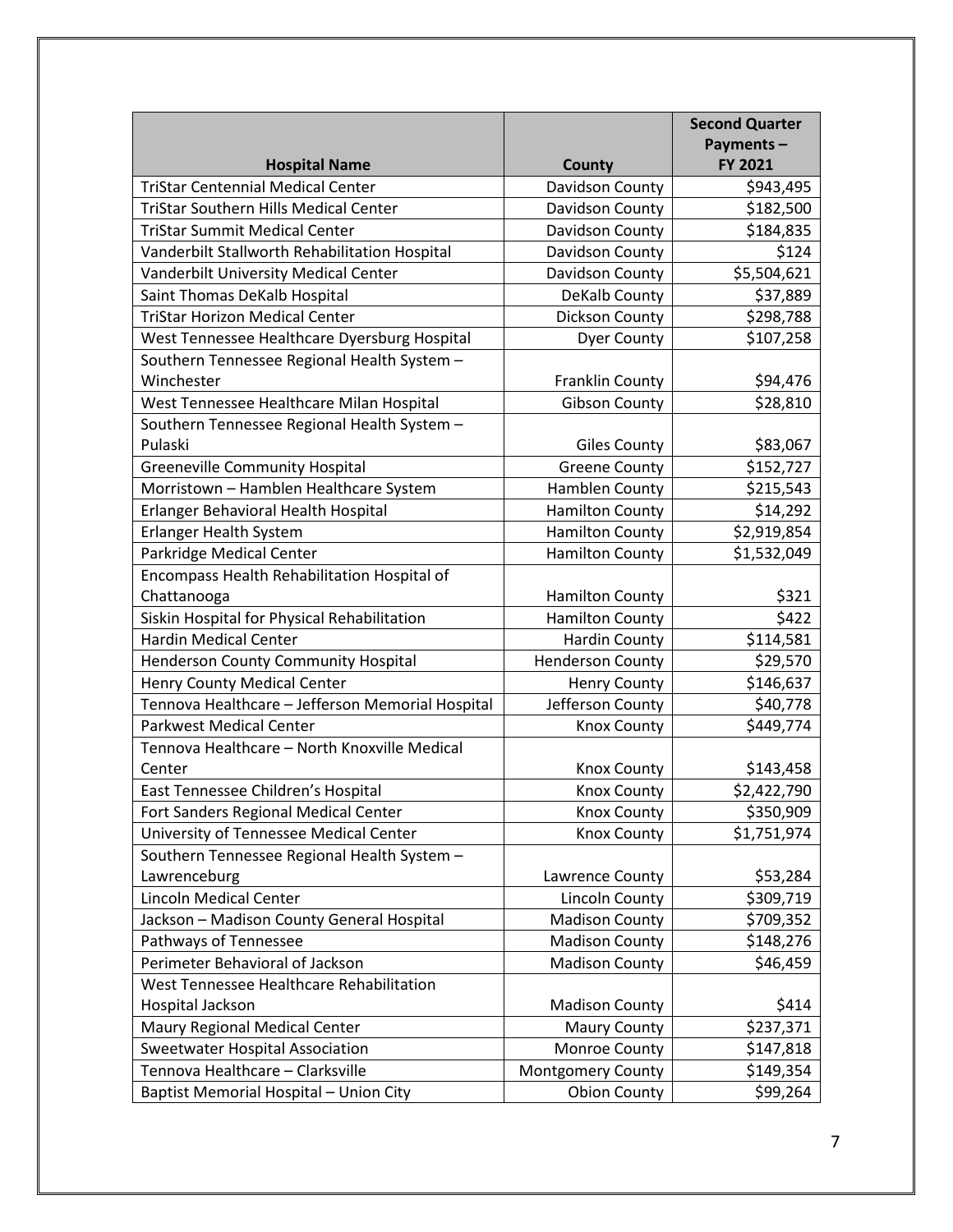| Hospital Name | County | Second Quarter Payments – FY 2021 |
| --- | --- | --- |
| TriStar Centennial Medical Center | Davidson County | $943,495 |
| TriStar Southern Hills Medical Center | Davidson County | $182,500 |
| TriStar Summit Medical Center | Davidson County | $184,835 |
| Vanderbilt Stallworth Rehabilitation Hospital | Davidson County | $124 |
| Vanderbilt University Medical Center | Davidson County | $5,504,621 |
| Saint Thomas DeKalb Hospital | DeKalb County | $37,889 |
| TriStar Horizon Medical Center | Dickson County | $298,788 |
| West Tennessee Healthcare Dyersburg Hospital | Dyer County | $107,258 |
| Southern Tennessee Regional Health System – Winchester | Franklin County | $94,476 |
| West Tennessee Healthcare Milan Hospital | Gibson County | $28,810 |
| Southern Tennessee Regional Health System – Pulaski | Giles County | $83,067 |
| Greeneville Community Hospital | Greene County | $152,727 |
| Morristown – Hamblen Healthcare System | Hamblen County | $215,543 |
| Erlanger Behavioral Health Hospital | Hamilton County | $14,292 |
| Erlanger Health System | Hamilton County | $2,919,854 |
| Parkridge Medical Center | Hamilton County | $1,532,049 |
| Encompass Health Rehabilitation Hospital of Chattanooga | Hamilton County | $321 |
| Siskin Hospital for Physical Rehabilitation | Hamilton County | $422 |
| Hardin Medical Center | Hardin County | $114,581 |
| Henderson County Community Hospital | Henderson County | $29,570 |
| Henry County Medical Center | Henry County | $146,637 |
| Tennova Healthcare – Jefferson Memorial Hospital | Jefferson County | $40,778 |
| Parkwest Medical Center | Knox County | $449,774 |
| Tennova Healthcare – North Knoxville Medical Center | Knox County | $143,458 |
| East Tennessee Children's Hospital | Knox County | $2,422,790 |
| Fort Sanders Regional Medical Center | Knox County | $350,909 |
| University of Tennessee Medical Center | Knox County | $1,751,974 |
| Southern Tennessee Regional Health System – Lawrenceburg | Lawrence County | $53,284 |
| Lincoln Medical Center | Lincoln County | $309,719 |
| Jackson – Madison County General Hospital | Madison County | $709,352 |
| Pathways of Tennessee | Madison County | $148,276 |
| Perimeter Behavioral of Jackson | Madison County | $46,459 |
| West Tennessee Healthcare Rehabilitation Hospital Jackson | Madison County | $414 |
| Maury Regional Medical Center | Maury County | $237,371 |
| Sweetwater Hospital Association | Monroe County | $147,818 |
| Tennova Healthcare – Clarksville | Montgomery County | $149,354 |
| Baptist Memorial Hospital – Union City | Obion County | $99,264 |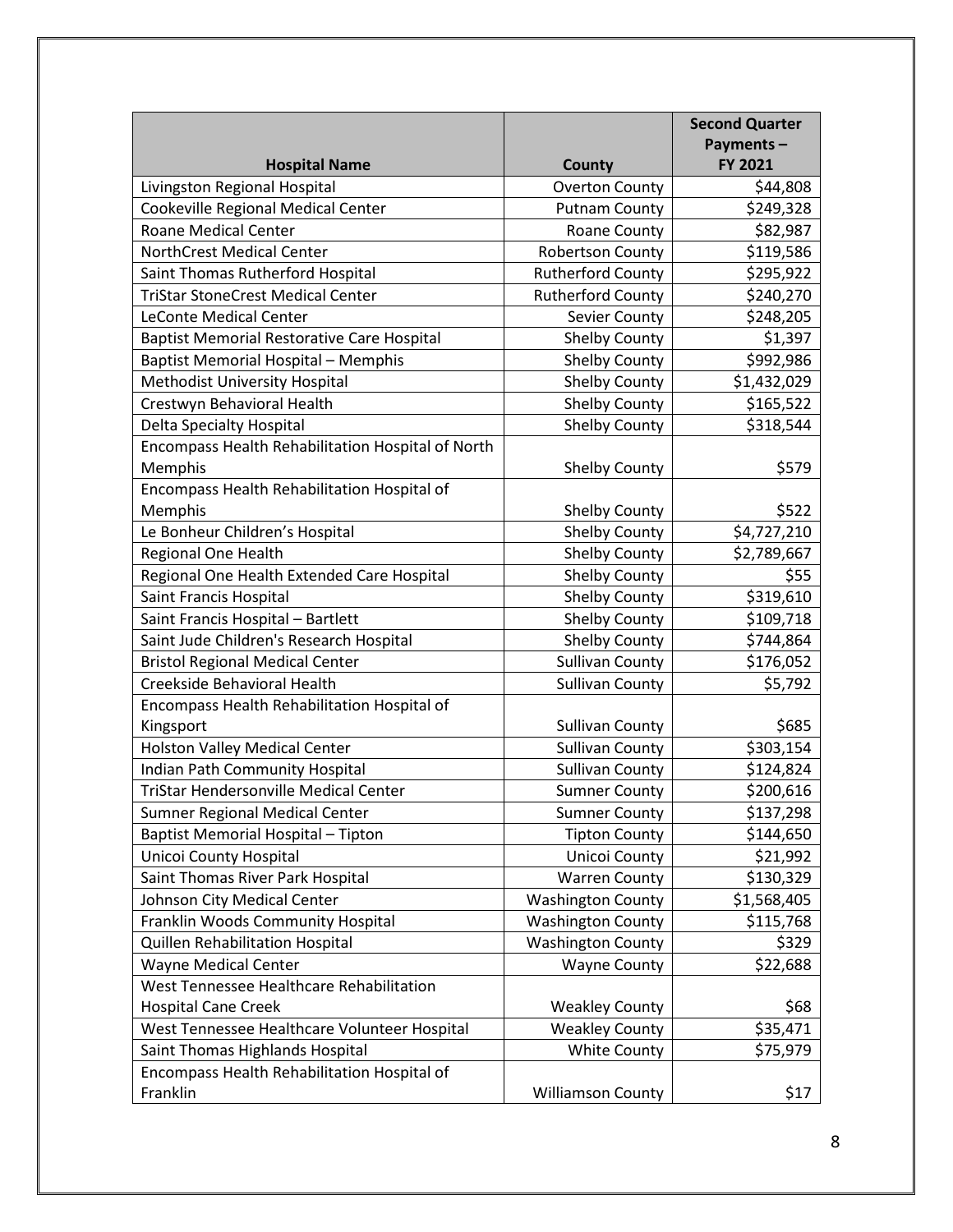| Hospital Name | County | Second Quarter Payments – FY 2021 |
|---|---|---|
| Livingston Regional Hospital | Overton County | $44,808 |
| Cookeville Regional Medical Center | Putnam County | $249,328 |
| Roane Medical Center | Roane County | $82,987 |
| NorthCrest Medical Center | Robertson County | $119,586 |
| Saint Thomas Rutherford Hospital | Rutherford County | $295,922 |
| TriStar StoneCrest Medical Center | Rutherford County | $240,270 |
| LeConte Medical Center | Sevier County | $248,205 |
| Baptist Memorial Restorative Care Hospital | Shelby County | $1,397 |
| Baptist Memorial Hospital – Memphis | Shelby County | $992,986 |
| Methodist University Hospital | Shelby County | $1,432,029 |
| Crestwyn Behavioral Health | Shelby County | $165,522 |
| Delta Specialty Hospital | Shelby County | $318,544 |
| Encompass Health Rehabilitation Hospital of North Memphis | Shelby County | $579 |
| Encompass Health Rehabilitation Hospital of Memphis | Shelby County | $522 |
| Le Bonheur Children's Hospital | Shelby County | $4,727,210 |
| Regional One Health | Shelby County | $2,789,667 |
| Regional One Health Extended Care Hospital | Shelby County | $55 |
| Saint Francis Hospital | Shelby County | $319,610 |
| Saint Francis Hospital – Bartlett | Shelby County | $109,718 |
| Saint Jude Children's Research Hospital | Shelby County | $744,864 |
| Bristol Regional Medical Center | Sullivan County | $176,052 |
| Creekside Behavioral Health | Sullivan County | $5,792 |
| Encompass Health Rehabilitation Hospital of Kingsport | Sullivan County | $685 |
| Holston Valley Medical Center | Sullivan County | $303,154 |
| Indian Path Community Hospital | Sullivan County | $124,824 |
| TriStar Hendersonville Medical Center | Sumner County | $200,616 |
| Sumner Regional Medical Center | Sumner County | $137,298 |
| Baptist Memorial Hospital – Tipton | Tipton County | $144,650 |
| Unicoi County Hospital | Unicoi County | $21,992 |
| Saint Thomas River Park Hospital | Warren County | $130,329 |
| Johnson City Medical Center | Washington County | $1,568,405 |
| Franklin Woods Community Hospital | Washington County | $115,768 |
| Quillen Rehabilitation Hospital | Washington County | $329 |
| Wayne Medical Center | Wayne County | $22,688 |
| West Tennessee Healthcare Rehabilitation Hospital Cane Creek | Weakley County | $68 |
| West Tennessee Healthcare Volunteer Hospital | Weakley County | $35,471 |
| Saint Thomas Highlands Hospital | White County | $75,979 |
| Encompass Health Rehabilitation Hospital of Franklin | Williamson County | $17 |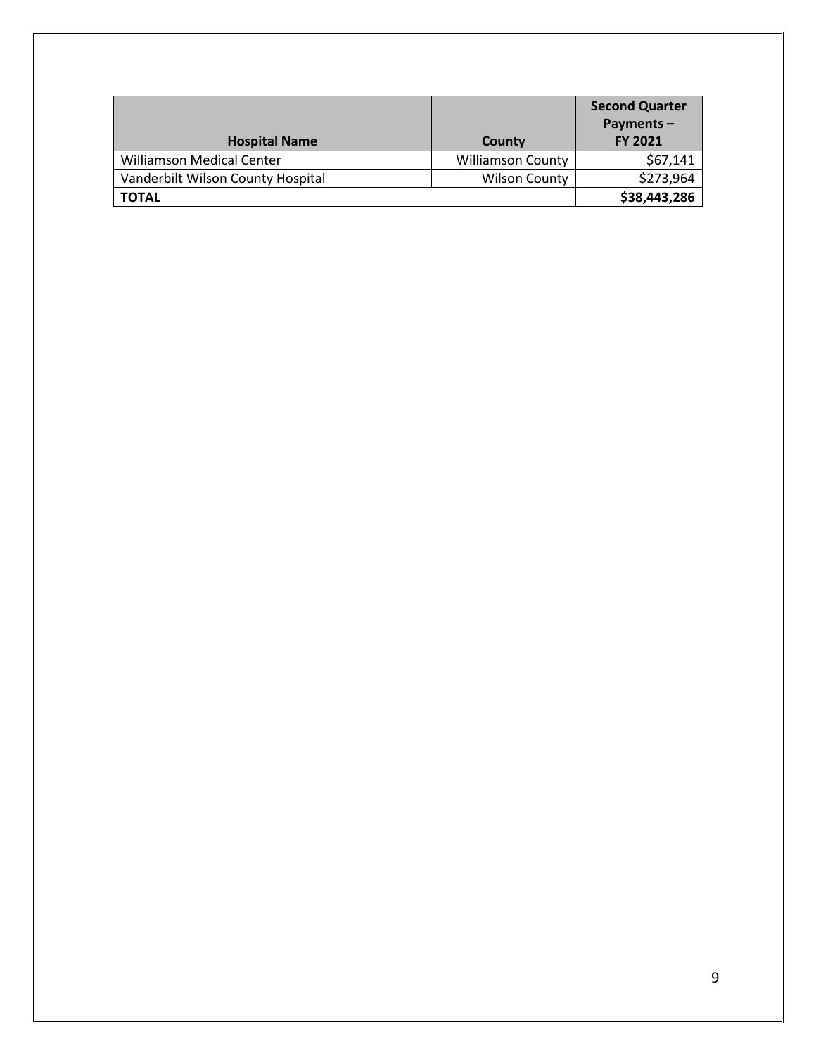| Hospital Name | County | Second Quarter Payments – FY 2021 |
|---|---|---|
| Williamson Medical Center | Williamson County | $67,141 |
| Vanderbilt Wilson County Hospital | Wilson County | $273,964 |
| **TOTAL** | | **$38,443,286** |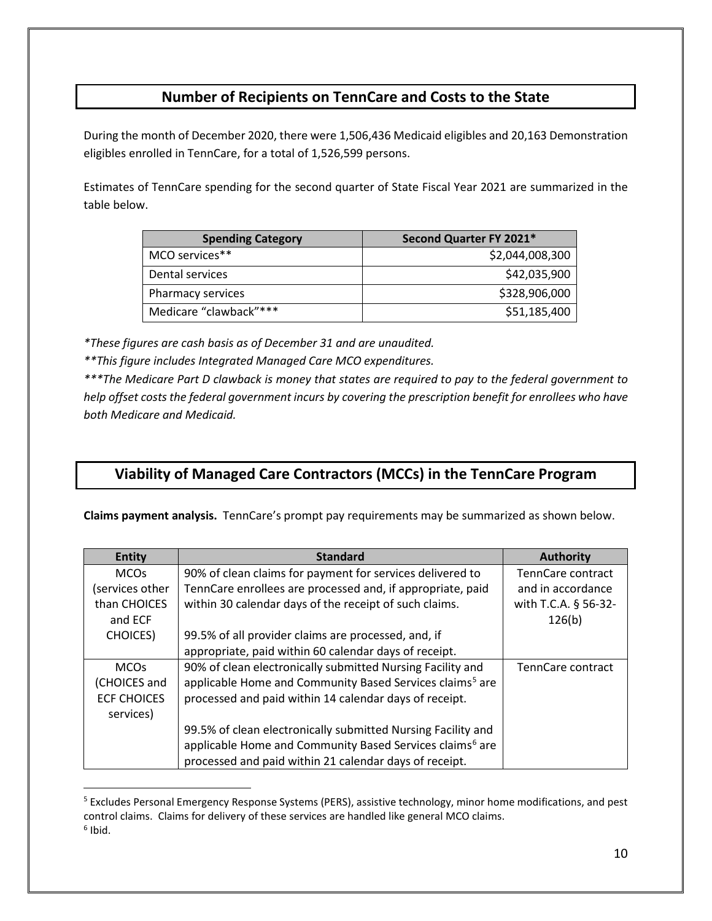## Number of Recipients on TennCare and Costs to the State

During the month of December 2020, there were 1,506,436 Medicaid eligibles and 20,163 Demonstration eligibles enrolled in TennCare, for a total of 1,526,599 persons.

Estimates of TennCare spending for the second quarter of State Fiscal Year 2021 are summarized in the table below.

| Spending Category | Second Quarter FY 2021* |
|---|---|
| MCO services** | $2,044,008,300 |
| Dental services | $42,035,900 |
| Pharmacy services | $328,906,000 |
| Medicare "clawback"*** | $51,185,400 |

*\*These figures are cash basis as of December 31 and are unaudited.*

*\*\*This figure includes Integrated Managed Care MCO expenditures.*

*\*\*\*The Medicare Part D clawback is money that states are required to pay to the federal government to help offset costs the federal government incurs by covering the prescription benefit for enrollees who have both Medicare and Medicaid.*

## Viability of Managed Care Contractors (MCCs) in the TennCare Program

**Claims payment analysis.** TennCare's prompt pay requirements may be summarized as shown below.

| Entity | Standard | Authority |
|---|---|---|
| MCOs (services other than CHOICES and ECF CHOICES) | 90% of clean claims for payment for services delivered to TennCare enrollees are processed and, if appropriate, paid within 30 calendar days of the receipt of such claims.<br><br>99.5% of all provider claims are processed, and, if appropriate, paid within 60 calendar days of receipt. | TennCare contract and in accordance with T.C.A. § 56-32-126(b) |
| MCOs (CHOICES and ECF CHOICES services) | 90% of clean electronically submitted Nursing Facility and applicable Home and Community Based Services claims[5] are processed and paid within 14 calendar days of receipt.<br><br>99.5% of clean electronically submitted Nursing Facility and applicable Home and Community Based Services claims[6] are processed and paid within 21 calendar days of receipt. | TennCare contract |

[5] Excludes Personal Emergency Response Systems (PERS), assistive technology, minor home modifications, and pest control claims. Claims for delivery of these services are handled like general MCO claims.

[6] Ibid.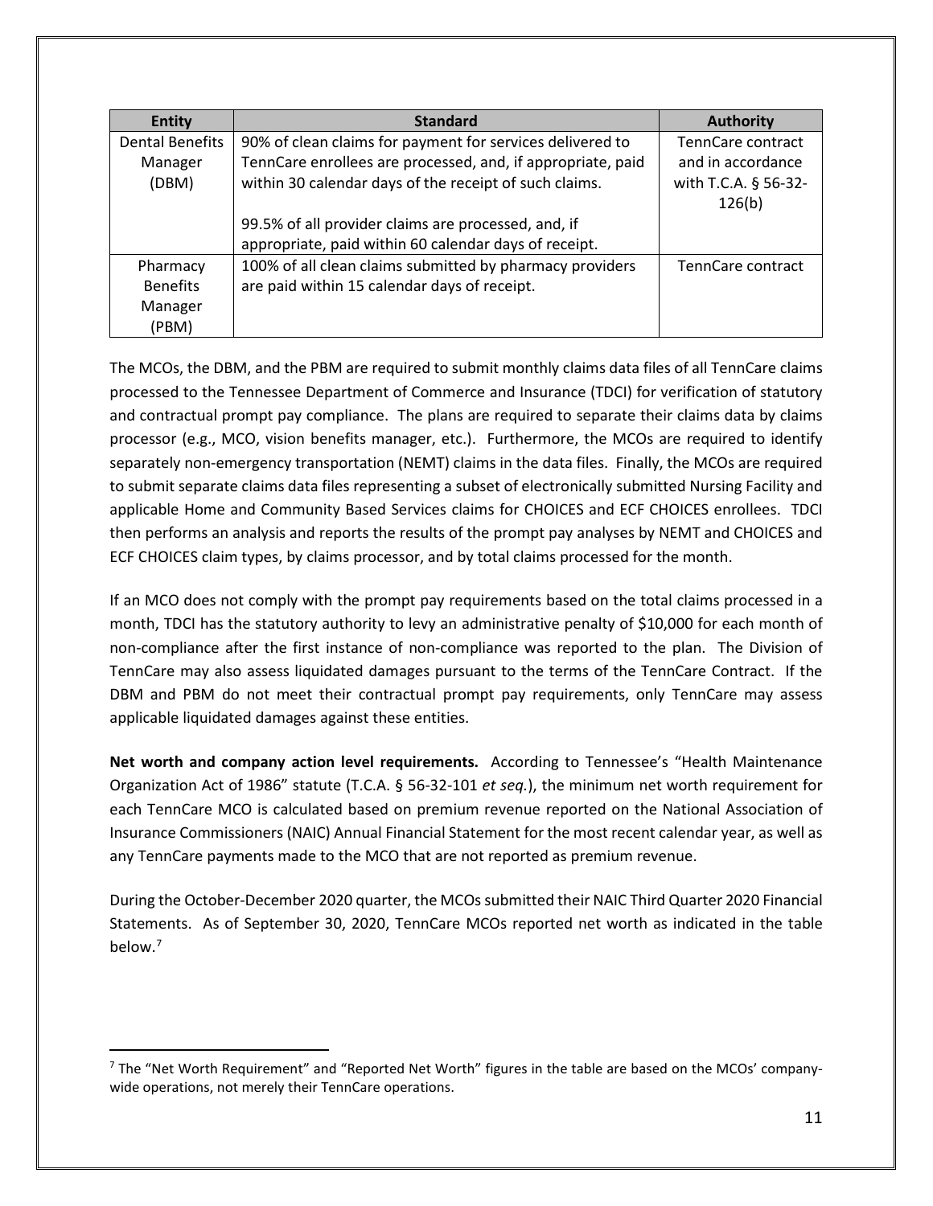| Entity | Standard | Authority |
|---|---|---|
| Dental Benefits Manager (DBM) | 90% of clean claims for payment for services delivered to TennCare enrollees are processed, and, if appropriate, paid within 30 calendar days of the receipt of such claims.<br><br>99.5% of all provider claims are processed, and, if appropriate, paid within 60 calendar days of receipt. | TennCare contract and in accordance with T.C.A. § 56-32-126(b) |
| Pharmacy Benefits Manager (PBM) | 100% of all clean claims submitted by pharmacy providers are paid within 15 calendar days of receipt. | TennCare contract |

The MCOs, the DBM, and the PBM are required to submit monthly claims data files of all TennCare claims processed to the Tennessee Department of Commerce and Insurance (TDCI) for verification of statutory and contractual prompt pay compliance. The plans are required to separate their claims data by claims processor (e.g., MCO, vision benefits manager, etc.). Furthermore, the MCOs are required to identify separately non-emergency transportation (NEMT) claims in the data files. Finally, the MCOs are required to submit separate claims data files representing a subset of electronically submitted Nursing Facility and applicable Home and Community Based Services claims for CHOICES and ECF CHOICES enrollees. TDCI then performs an analysis and reports the results of the prompt pay analyses by NEMT and CHOICES and ECF CHOICES claim types, by claims processor, and by total claims processed for the month.

If an MCO does not comply with the prompt pay requirements based on the total claims processed in a month, TDCI has the statutory authority to levy an administrative penalty of $10,000 for each month of non-compliance after the first instance of non-compliance was reported to the plan. The Division of TennCare may also assess liquidated damages pursuant to the terms of the TennCare Contract. If the DBM and PBM do not meet their contractual prompt pay requirements, only TennCare may assess applicable liquidated damages against these entities.

**Net worth and company action level requirements.** According to Tennessee's "Health Maintenance Organization Act of 1986" statute (T.C.A. § 56-32-101 *et seq.*), the minimum net worth requirement for each TennCare MCO is calculated based on premium revenue reported on the National Association of Insurance Commissioners (NAIC) Annual Financial Statement for the most recent calendar year, as well as any TennCare payments made to the MCO that are not reported as premium revenue.

During the October-December 2020 quarter, the MCOs submitted their NAIC Third Quarter 2020 Financial Statements. As of September 30, 2020, TennCare MCOs reported net worth as indicated in the table below.[7]

[7] The "Net Worth Requirement" and "Reported Net Worth" figures in the table are based on the MCOs' company-wide operations, not merely their TennCare operations.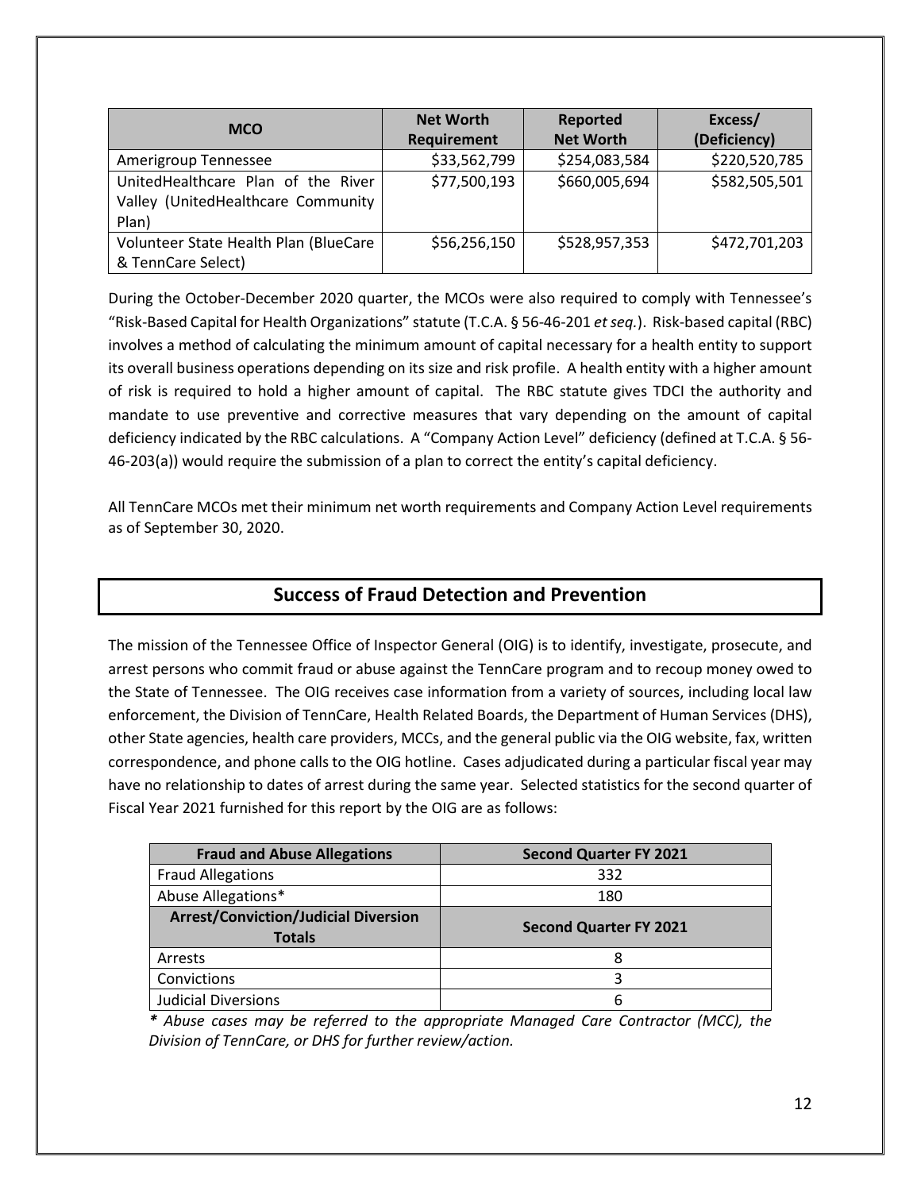| MCO | Net Worth Requirement | Reported Net Worth | Excess/ (Deficiency) |
| --- | --- | --- | --- |
| Amerigroup Tennessee | $33,562,799 | $254,083,584 | $220,520,785 |
| UnitedHealthcare Plan of the River Valley (UnitedHealthcare Community Plan) | $77,500,193 | $660,005,694 | $582,505,501 |
| Volunteer State Health Plan (BlueCare & TennCare Select) | $56,256,150 | $528,957,353 | $472,701,203 |

During the October-December 2020 quarter, the MCOs were also required to comply with Tennessee's "Risk-Based Capital for Health Organizations" statute (T.C.A. § 56-46-201 *et seq.*). Risk-based capital (RBC) involves a method of calculating the minimum amount of capital necessary for a health entity to support its overall business operations depending on its size and risk profile. A health entity with a higher amount of risk is required to hold a higher amount of capital. The RBC statute gives TDCI the authority and mandate to use preventive and corrective measures that vary depending on the amount of capital deficiency indicated by the RBC calculations. A "Company Action Level" deficiency (defined at T.C.A. § 56-46-203(a)) would require the submission of a plan to correct the entity's capital deficiency.

All TennCare MCOs met their minimum net worth requirements and Company Action Level requirements as of September 30, 2020.

## Success of Fraud Detection and Prevention

The mission of the Tennessee Office of Inspector General (OIG) is to identify, investigate, prosecute, and arrest persons who commit fraud or abuse against the TennCare program and to recoup money owed to the State of Tennessee. The OIG receives case information from a variety of sources, including local law enforcement, the Division of TennCare, Health Related Boards, the Department of Human Services (DHS), other State agencies, health care providers, MCCs, and the general public via the OIG website, fax, written correspondence, and phone calls to the OIG hotline. Cases adjudicated during a particular fiscal year may have no relationship to dates of arrest during the same year. Selected statistics for the second quarter of Fiscal Year 2021 furnished for this report by the OIG are as follows:

| Fraud and Abuse Allegations | Second Quarter FY 2021 |
| --- | --- |
| Fraud Allegations | 332 |
| Abuse Allegations* | 180 |
| **Arrest/Conviction/Judicial Diversion Totals** | **Second Quarter FY 2021** |
| Arrests | 8 |
| Convictions | 3 |
| Judicial Diversions | 6 |

*\* Abuse cases may be referred to the appropriate Managed Care Contractor (MCC), the Division of TennCare, or DHS for further review/action.*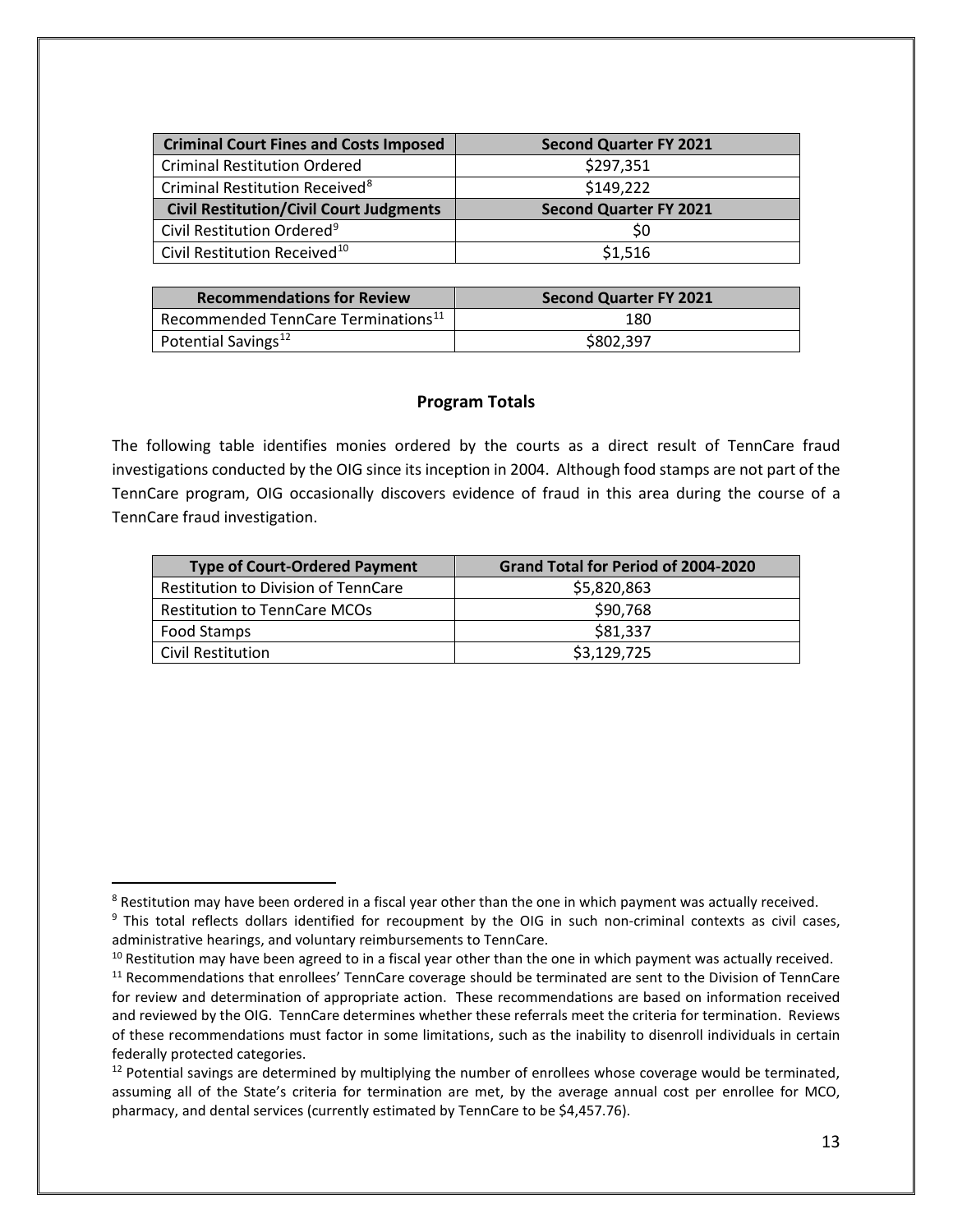| Criminal Court Fines and Costs Imposed | Second Quarter FY 2021 |
|---|---|
| Criminal Restitution Ordered | \$297,351 |
| Criminal Restitution Received[8] | \$149,222 |
| **Civil Restitution/Civil Court Judgments** | **Second Quarter FY 2021** |
| Civil Restitution Ordered[9] | \$0 |
| Civil Restitution Received[10] | \$1,516 |

| Recommendations for Review | Second Quarter FY 2021 |
|---|---|
| Recommended TennCare Terminations[11] | 180 |
| Potential Savings[12] | \$802,397 |

### Program Totals

The following table identifies monies ordered by the courts as a direct result of TennCare fraud investigations conducted by the OIG since its inception in 2004. Although food stamps are not part of the TennCare program, OIG occasionally discovers evidence of fraud in this area during the course of a TennCare fraud investigation.

| Type of Court-Ordered Payment | Grand Total for Period of 2004-2020 |
|---|---|
| Restitution to Division of TennCare | \$5,820,863 |
| Restitution to TennCare MCOs | \$90,768 |
| Food Stamps | \$81,337 |
| Civil Restitution | \$3,129,725 |

---

[8] Restitution may have been ordered in a fiscal year other than the one in which payment was actually received.

[9] This total reflects dollars identified for recoupment by the OIG in such non-criminal contexts as civil cases, administrative hearings, and voluntary reimbursements to TennCare.

[10] Restitution may have been agreed to in a fiscal year other than the one in which payment was actually received.

[11] Recommendations that enrollees' TennCare coverage should be terminated are sent to the Division of TennCare for review and determination of appropriate action. These recommendations are based on information received and reviewed by the OIG. TennCare determines whether these referrals meet the criteria for termination. Reviews of these recommendations must factor in some limitations, such as the inability to disenroll individuals in certain federally protected categories.

[12] Potential savings are determined by multiplying the number of enrollees whose coverage would be terminated, assuming all of the State's criteria for termination are met, by the average annual cost per enrollee for MCO, pharmacy, and dental services (currently estimated by TennCare to be \$4,457.76).